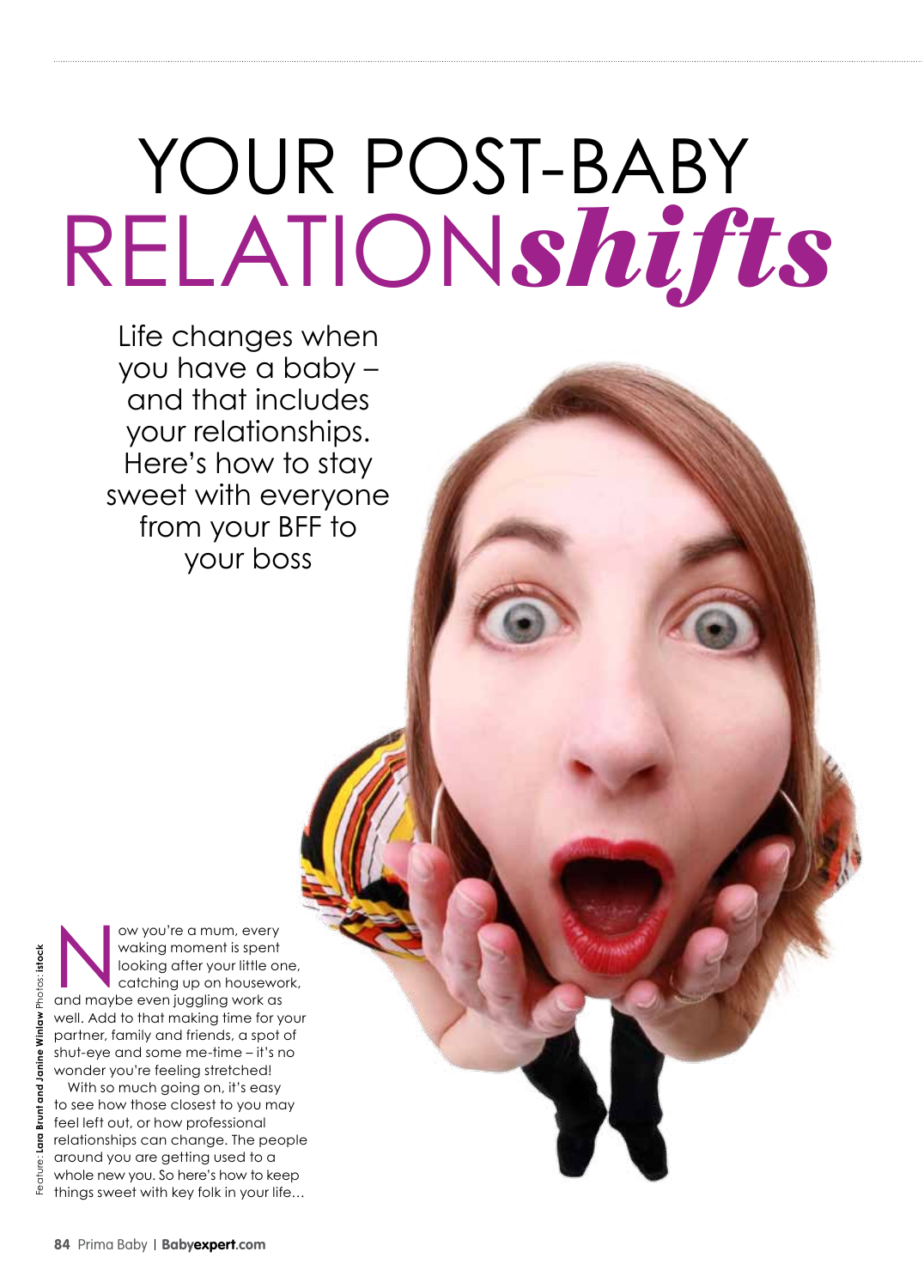# YOUR POST-BABY RELATION*shifts*

Life changes when you have a baby – and that includes your relationships. Here's how to stay sweet with everyone from your BFF to your boss

Feature: **Lara Brunt and Janine Winlaw** Photos: **istock**

Now you're a mum, every waking moment is spent looking after your little one, catching up on housework, and maybe even juggling work as well. Add to that making time for your partner, family and friends, a spot of shut-eye and some me-time – it's no wonder you're feeling stretched!

With so much going on, it's easy to see how those closest to you may feel left out, or how professional relationships can change. The people around you are getting used to a whole new you. So here's how to keep things sweet with key folk in your life…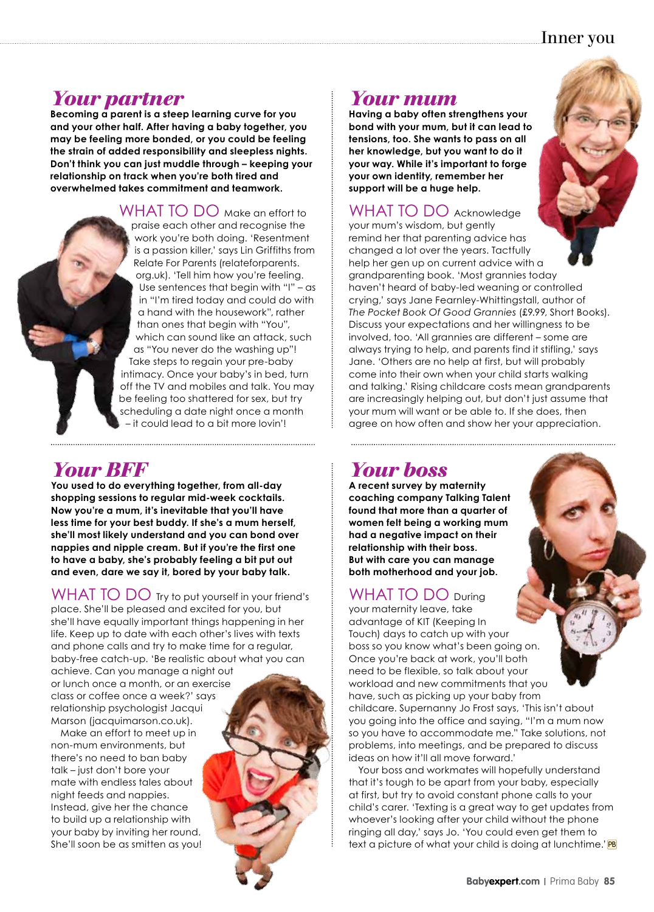## Your partner

**Becoming a parent is a steep learning curve for you and your other half. After having a baby together, you may be feeling more bonded, or you could be feeling the strain of added responsibility and sleepless nights. Don't think you can just muddle through – keeping your relationship on track when you're both tired and overwhelmed takes commitment and teamwork.**

WHAT TO DO Make an effort to praise each other and recognise the work you're both doing. 'Resentment is a passion killer,' says Lin Griffiths from Relate For Parents (relateforparents.org.uk). 'Tell him how you're feeling. Use sentences that begin with "I" – as in "I'm tired today and could do with a hand with the housework", rather than ones that begin with "You", which can sound like an attack, such as "You never do the washing up"! Take steps to regain your pre-baby intimacy. Once your baby's in bed, turn off the TV and mobiles and talk. You may be feeling too shattered for sex, but try scheduling a date night once a month – it could lead to a bit more lovin'!

## Your mum

**Having a baby often strengthens your bond with your mum, but it can lead to tensions, too. She wants to pass on all her knowledge, but you want to do it your way. While it's important to forge your own identity, remember her support will be a huge help.**

WHAT TO DO Acknowledge your mum's wisdom, but gently remind her that parenting advice has changed a lot over the years. Tactfully help her gen up on current advice with a grandparenting book. 'Most grannies today haven't heard of baby-led weaning or controlled crying,' says Jane Fearnley-Whittingstall, author of *The Pocket Book Of Good Grannies* (£9.99, Short Books). Discuss your expectations and her willingness to be involved, too. 'All grannies are different – some are always trying to help, and parents find it stifling,' says Jane. 'Others are no help at first, but will probably come into their own when your child starts walking and talking.' Rising childcare costs mean grandparents are increasingly helping out, but don't just assume that your mum will want or be able to. If she does, then agree on how often and show her your appreciation.

## Your BFF

**You used to do everything together, from all-day shopping sessions to regular mid-week cocktails. Now you're a mum, it's inevitable that you'll have less time for your best buddy. If she's a mum herself, she'll most likely understand and you can bond over nappies and nipple cream. But if you're the first one to have a baby, she's probably feeling a bit put out and even, dare we say it, bored by your baby talk.**

WHAT TO DO Try to put yourself in your friend's place. She'll be pleased and excited for you, but she'll have equally important things happening in her life. Keep up to date with each other's lives with texts and phone calls and try to make time for a regular, baby-free catch-up. 'Be realistic about what you can achieve. Can you manage a night out or lunch once a month, or an exercise class or coffee once a week?' says relationship psychologist Jacqui Marson (jacquimarson.co.uk).

Make an effort to meet up in non-mum environments, but there's no need to ban baby talk – just don't bore your mate with endless tales about night feeds and nappies. Instead, give her the chance to build up a relationship with your baby by inviting her round. She'll soon be as smitten as you!

## Your boss

**A recent survey by maternity coaching company Talking Talent found that more than a quarter of women felt being a working mum had a negative impact on their relationship with their boss. But with care you can manage both motherhood and your job.**

WHAT TO DO During your maternity leave, take advantage of KIT (Keeping In Touch) days to catch up with your boss so you know what's been going on. Once you're back at work, you'll both need to be flexible, so talk about your workload and new commitments that you have, such as picking up your baby from childcare. Supernanny Jo Frost says, 'This isn't about you going into the office and saying, "I'm a mum now so you have to accommodate me." Take solutions, not problems, into meetings, and be prepared to discuss ideas on how it'll all move forward.'

Your boss and workmates will hopefully understand that it's tough to be apart from your baby, especially at first, but try to avoid constant phone calls to your child's carer. 'Texting is a great way to get updates from whoever's looking after your child without the phone ringing all day,' says Jo. 'You could even get them to text a picture of what your child is doing at lunchtime.' PB